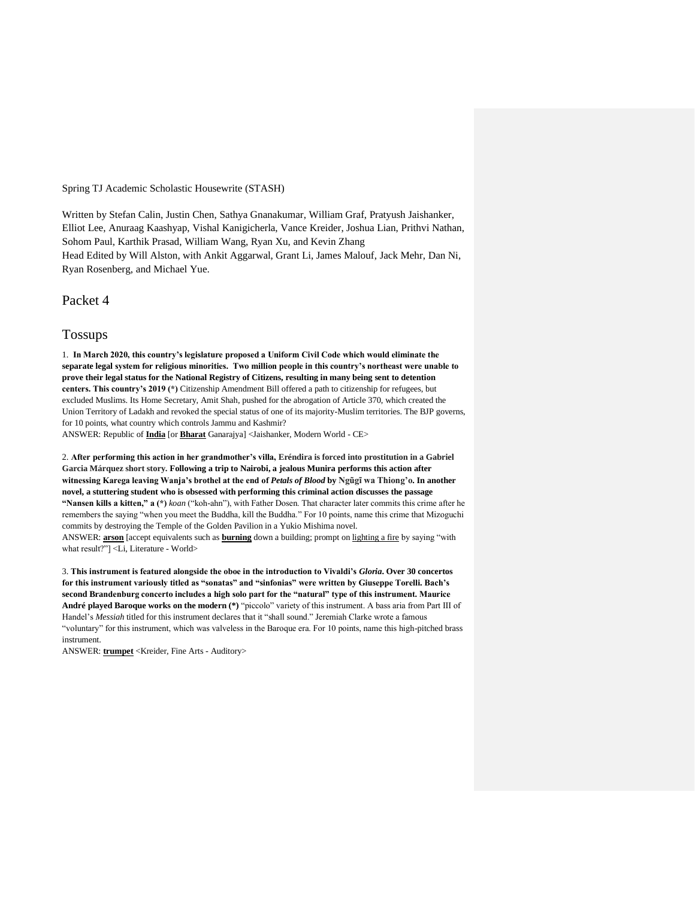Spring TJ Academic Scholastic Housewrite (STASH)

Written by Stefan Calin, Justin Chen, Sathya Gnanakumar, William Graf, Pratyush Jaishanker, Elliot Lee, Anuraag Kaashyap, Vishal Kanigicherla, Vance Kreider, Joshua Lian, Prithvi Nathan, Sohom Paul, Karthik Prasad, William Wang, Ryan Xu, and Kevin Zhang
Head Edited by Will Alston, with Ankit Aggarwal, Grant Li, James Malouf, Jack Mehr, Dan Ni, Ryan Rosenberg, and Michael Yue.

# Packet 4

## Tossups

1. **In March 2020, this country's legislature proposed a Uniform Civil Code which would eliminate the separate legal system for religious minorities. Two million people in this country's northeast were unable to prove their legal status for the National Registry of Citizens, resulting in many being sent to detention centers. This country's 2019 (*)** Citizenship Amendment Bill offered a path to citizenship for refugees, but excluded Muslims. Its Home Secretary, Amit Shah, pushed for the abrogation of Article 370, which created the Union Territory of Ladakh and revoked the special status of one of its majority-Muslim territories. The BJP governs, for 10 points, what country which controls Jammu and Kashmir?
ANSWER: Republic of **India** [or **Bharat** Ganarajya] <Jaishanker, Modern World - CE>

2. **After performing this action in her grandmother's villa, Eréndira is forced into prostitution in a Gabriel Garcia Márquez short story. Following a trip to Nairobi, a jealous Munira performs this action after witnessing Karega leaving Wanja's brothel at the end of *Petals of Blood* by Ngũgĩ wa Thiong'o. In another novel, a stuttering student who is obsessed with performing this criminal action discusses the passage "Nansen kills a kitten," a (*)** *koan* ("koh-ahn"), with Father Dosen. That character later commits this crime after he remembers the saying "when you meet the Buddha, kill the Buddha." For 10 points, name this crime that Mizoguchi commits by destroying the Temple of the Golden Pavilion in a Yukio Mishima novel.
ANSWER: **arson** [accept equivalents such as **burning** down a building; prompt on lighting a fire by saying "with what result?"] <Li, Literature - World>

3. **This instrument is featured alongside the oboe in the introduction to Vivaldi's *Gloria*. Over 30 concertos for this instrument variously titled as "sonatas" and "sinfonias" were written by Giuseppe Torelli. Bach's second Brandenburg concerto includes a high solo part for the "natural" type of this instrument. Maurice André played Baroque works on the modern (*)** "piccolo" variety of this instrument. A bass aria from Part III of Handel's *Messiah* titled for this instrument declares that it "shall sound." Jeremiah Clarke wrote a famous "voluntary" for this instrument, which was valveless in the Baroque era. For 10 points, name this high-pitched brass instrument.
ANSWER: **trumpet** <Kreider, Fine Arts - Auditory>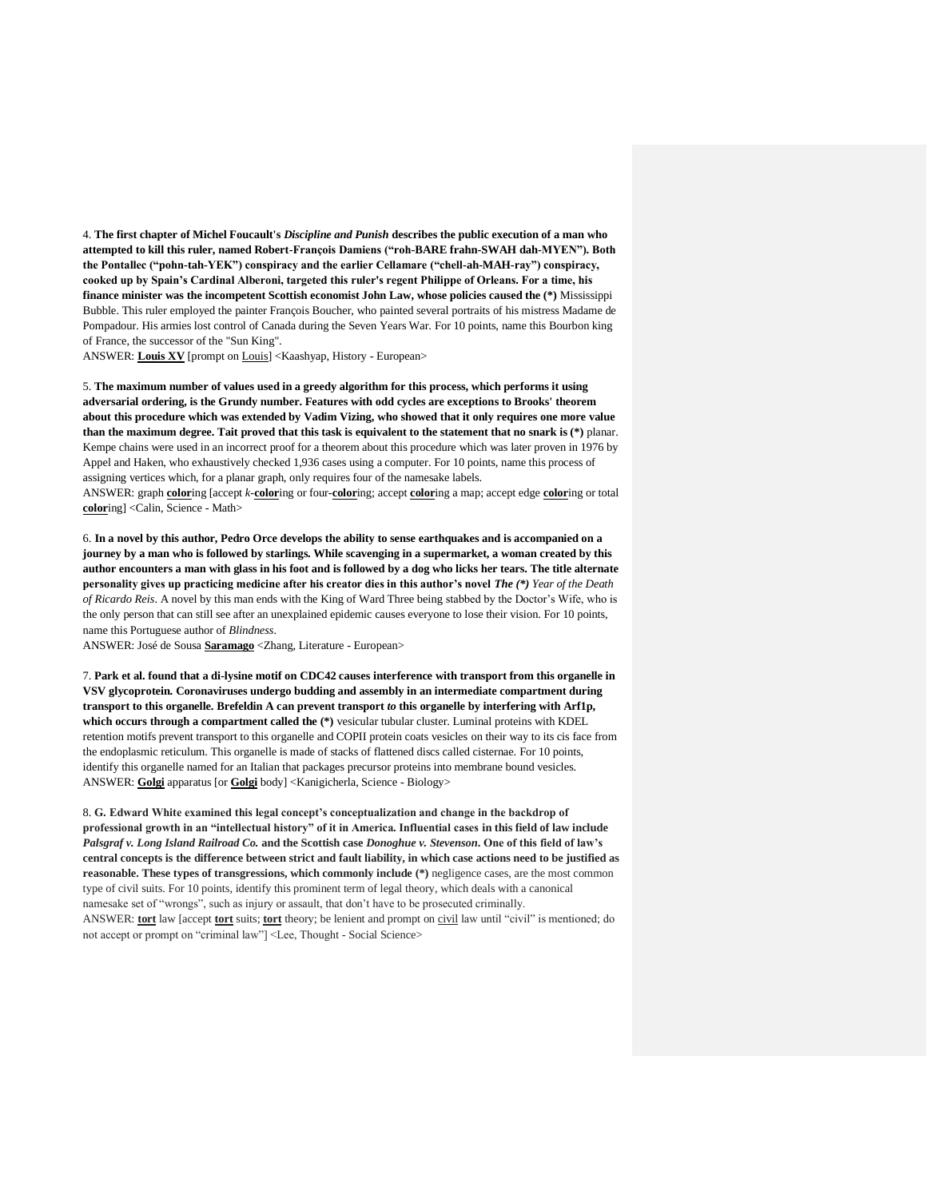4. **The first chapter of Michel Foucault's *Discipline and Punish* describes the public execution of a man who attempted to kill this ruler, named Robert-François Damiens ("roh-BARE frahn-SWAH dah-MYEN"). Both the Pontallec ("pohn-tah-YEK") conspiracy and the earlier Cellamare ("chell-ah-MAH-ray") conspiracy, cooked up by Spain's Cardinal Alberoni, targeted this ruler's regent Philippe of Orleans. For a time, his finance minister was the incompetent Scottish economist John Law, whose policies caused the (*)** Mississippi Bubble. This ruler employed the painter François Boucher, who painted several portraits of his mistress Madame de Pompadour. His armies lost control of Canada during the Seven Years War. For 10 points, name this Bourbon king of France, the successor of the "Sun King".
ANSWER: **Louis XV** [prompt on Louis] <Kaashyap, History - European>

5. **The maximum number of values used in a greedy algorithm for this process, which performs it using adversarial ordering, is the Grundy number. Features with odd cycles are exceptions to Brooks' theorem about this procedure which was extended by Vadim Vizing, who showed that it only requires one more value than the maximum degree. Tait proved that this task is equivalent to the statement that no snark is (*)** planar. Kempe chains were used in an incorrect proof for a theorem about this procedure which was later proven in 1976 by Appel and Haken, who exhaustively checked 1,936 cases using a computer. For 10 points, name this process of assigning vertices which, for a planar graph, only requires four of the namesake labels.
ANSWER: graph **color**ing [accept *k*-**color**ing or four-**color**ing; accept **color**ing a map; accept edge **color**ing or total **color**ing] <Calin, Science - Math>

6. **In a novel by this author, Pedro Orce develops the ability to sense earthquakes and is accompanied on a journey by a man who is followed by starlings. While scavenging in a supermarket, a woman created by this author encounters a man with glass in his foot and is followed by a dog who licks her tears. The title alternate personality gives up practicing medicine after his creator dies in this author's novel *The (*)*** *Year of the Death of Ricardo Reis*. A novel by this man ends with the King of Ward Three being stabbed by the Doctor's Wife, who is the only person that can still see after an unexplained epidemic causes everyone to lose their vision. For 10 points, name this Portuguese author of *Blindness*.
ANSWER: José de Sousa **Saramago** <Zhang, Literature - European>

7. **Park et al. found that a di-lysine motif on CDC42 causes interference with transport from this organelle in VSV glycoprotein. Coronaviruses undergo budding and assembly in an intermediate compartment during transport to this organelle. Brefeldin A can prevent transport *to* this organelle by interfering with Arf1p, which occurs through a compartment called the (*)** vesicular tubular cluster. Luminal proteins with KDEL retention motifs prevent transport to this organelle and COPII protein coats vesicles on their way to its cis face from the endoplasmic reticulum. This organelle is made of stacks of flattened discs called cisternae. For 10 points, identify this organelle named for an Italian that packages precursor proteins into membrane bound vesicles.
ANSWER: **Golgi** apparatus [or **Golgi** body] <Kanigicherla, Science - Biology>

8. **G. Edward White examined this legal concept's conceptualization and change in the backdrop of professional growth in an "intellectual history" of it in America. Influential cases in this field of law include *Palsgraf v. Long Island Railroad Co.* and the Scottish case *Donoghue v. Stevenson*. One of this field of law's central concepts is the difference between strict and fault liability, in which case actions need to be justified as reasonable. These types of transgressions, which commonly include (*)** negligence cases, are the most common type of civil suits. For 10 points, identify this prominent term of legal theory, which deals with a canonical namesake set of "wrongs", such as injury or assault, that don't have to be prosecuted criminally.
ANSWER: **tort** law [accept **tort** suits; **tort** theory; be lenient and prompt on civil law until "civil" is mentioned; do not accept or prompt on "criminal law"] <Lee, Thought - Social Science>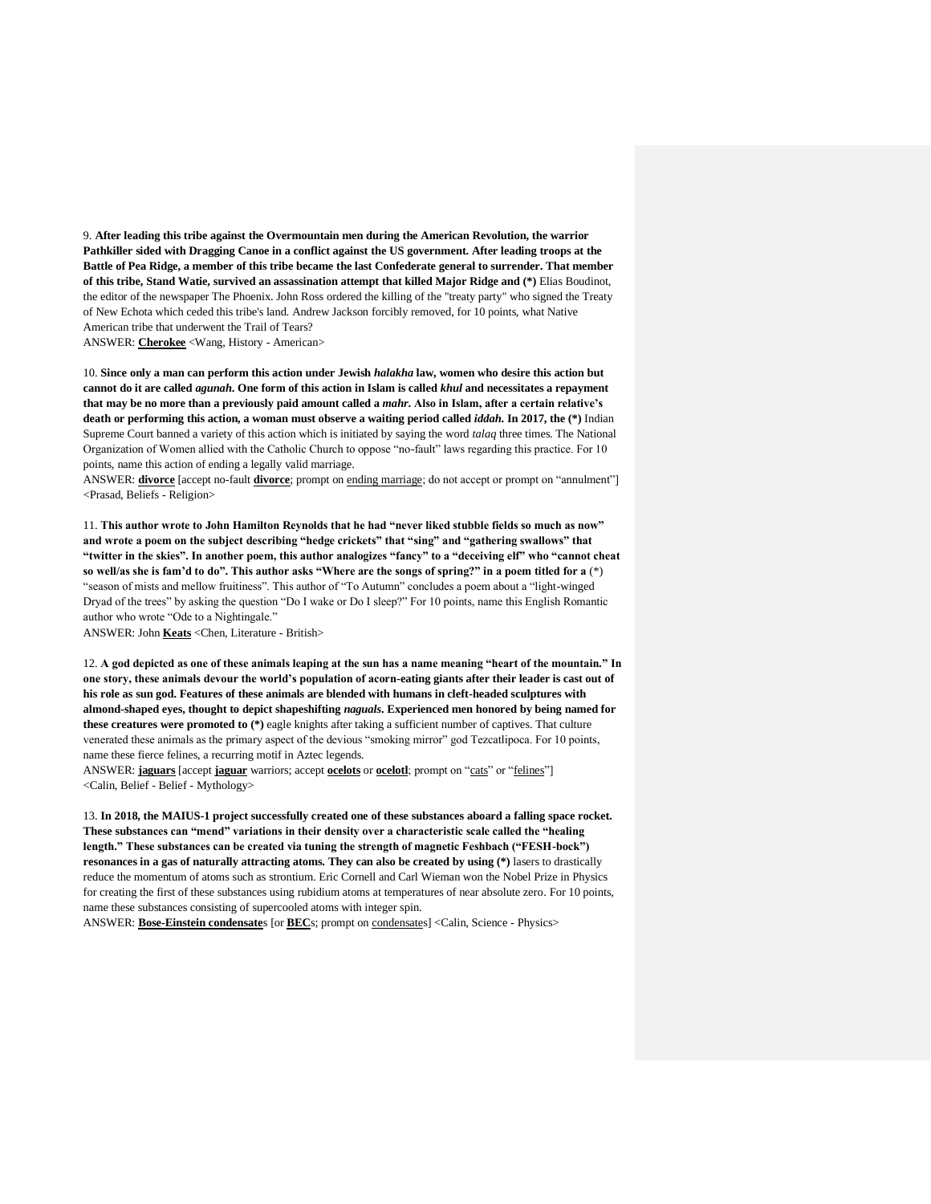9. **After leading this tribe against the Overmountain men during the American Revolution, the warrior Pathkiller sided with Dragging Canoe in a conflict against the US government. After leading troops at the Battle of Pea Ridge, a member of this tribe became the last Confederate general to surrender. That member of this tribe, Stand Watie, survived an assassination attempt that killed Major Ridge and (*)** Elias Boudinot, the editor of the newspaper The Phoenix. John Ross ordered the killing of the "treaty party" who signed the Treaty of New Echota which ceded this tribe's land. Andrew Jackson forcibly removed, for 10 points, what Native American tribe that underwent the Trail of Tears?

ANSWER: **Cherokee** <Wang, History - American>

10. **Since only a man can perform this action under Jewish *halakha* law, women who desire this action but cannot do it are called *agunah*. One form of this action in Islam is called *khul* and necessitates a repayment that may be no more than a previously paid amount called a *mahr*. Also in Islam, after a certain relative's death or performing this action, a woman must observe a waiting period called *iddah*. In 2017, the (*)** Indian Supreme Court banned a variety of this action which is initiated by saying the word *talaq* three times. The National Organization of Women allied with the Catholic Church to oppose "no-fault" laws regarding this practice. For 10 points, name this action of ending a legally valid marriage.

ANSWER: **divorce** [accept no-fault **divorce**; prompt on ending marriage; do not accept or prompt on "annulment"] <Prasad, Beliefs - Religion>

11. **This author wrote to John Hamilton Reynolds that he had "never liked stubble fields so much as now" and wrote a poem on the subject describing "hedge crickets" that "sing" and "gathering swallows" that "twitter in the skies". In another poem, this author analogizes "fancy" to a "deceiving elf" who "cannot cheat so well/as she is fam'd to do". This author asks "Where are the songs of spring?" in a poem titled for a** (*) "season of mists and mellow fruitiness". This author of "To Autumn" concludes a poem about a "light-winged Dryad of the trees" by asking the question "Do I wake or Do I sleep?" For 10 points, name this English Romantic author who wrote "Ode to a Nightingale."

ANSWER: John **Keats** <Chen, Literature - British>

12. **A god depicted as one of these animals leaping at the sun has a name meaning "heart of the mountain." In one story, these animals devour the world's population of acorn-eating giants after their leader is cast out of his role as sun god. Features of these animals are blended with humans in cleft-headed sculptures with almond-shaped eyes, thought to depict shapeshifting *naguals*. Experienced men honored by being named for these creatures were promoted to (*)** eagle knights after taking a sufficient number of captives. That culture venerated these animals as the primary aspect of the devious "smoking mirror" god Tezcatlipoca. For 10 points, name these fierce felines, a recurring motif in Aztec legends.

ANSWER: **jaguars** [accept **jaguar** warriors; accept **ocelots** or **ocelotl**; prompt on "cats" or "felines"] <Calin, Belief - Belief - Mythology>

13. **In 2018, the MAIUS-1 project successfully created one of these substances aboard a falling space rocket. These substances can "mend" variations in their density over a characteristic scale called the "healing length." These substances can be created via tuning the strength of magnetic Feshbach ("FESH-bock") resonances in a gas of naturally attracting atoms. They can also be created by using (*)** lasers to drastically reduce the momentum of atoms such as strontium. Eric Cornell and Carl Wieman won the Nobel Prize in Physics for creating the first of these substances using rubidium atoms at temperatures of near absolute zero. For 10 points, name these substances consisting of supercooled atoms with integer spin.

ANSWER: **Bose-Einstein condensate**s [or **BEC**s; prompt on condensates] <Calin, Science - Physics>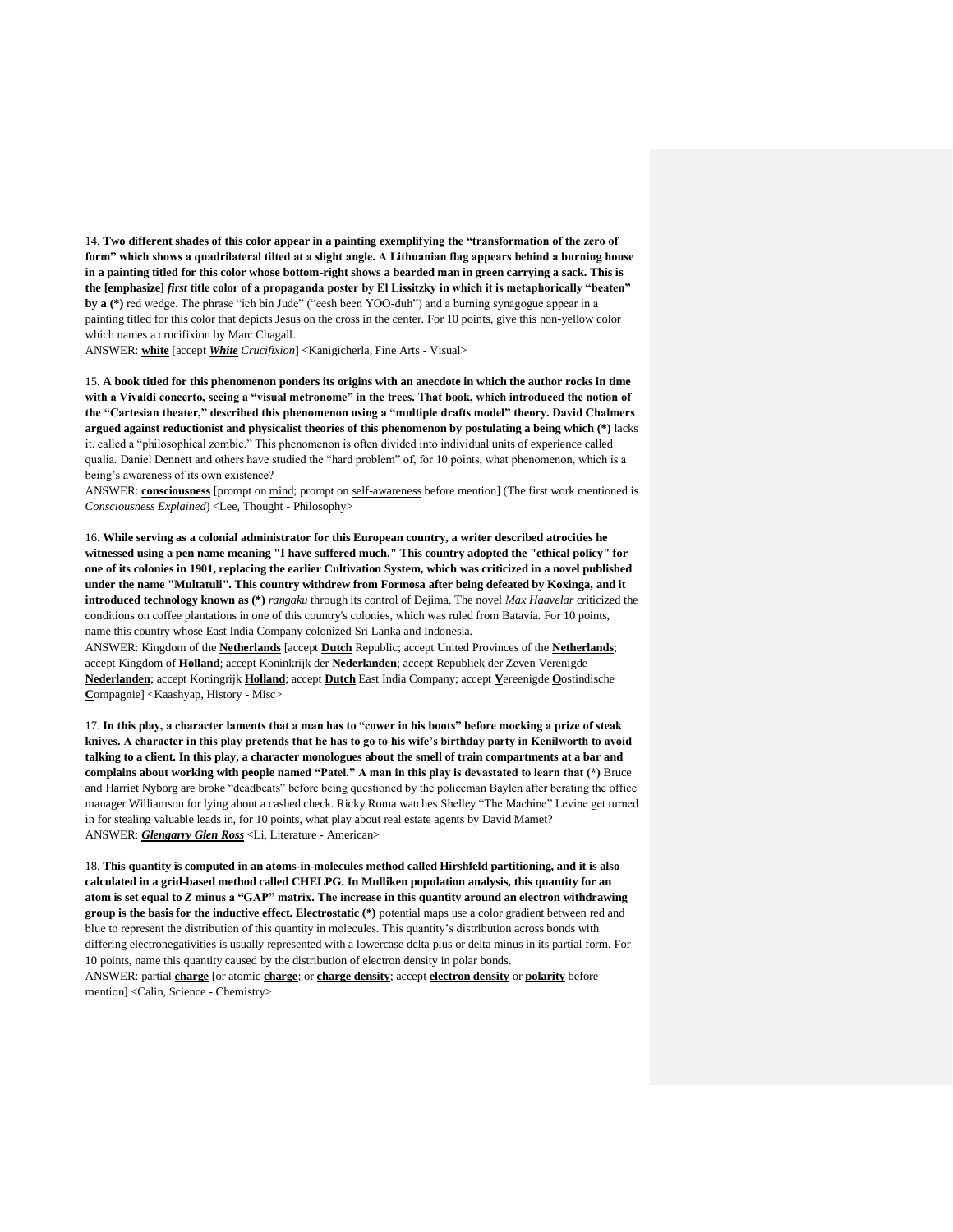14. **Two different shades of this color appear in a painting exemplifying the "transformation of the zero of form" which shows a quadrilateral tilted at a slight angle. A Lithuanian flag appears behind a burning house in a painting titled for this color whose bottom-right shows a bearded man in green carrying a sack. This is the [emphasize] *first* title color of a propaganda poster by El Lissitzky in which it is metaphorically "beaten" by a (\*)** red wedge. The phrase "ich bin Jude" ("eesh been YOO-duh") and a burning synagogue appear in a painting titled for this color that depicts Jesus on the cross in the center. For 10 points, give this non-yellow color which names a crucifixion by Marc Chagall.
ANSWER: **white** [accept ***White** Crucifixion*] <Kanigicherla, Fine Arts - Visual>

15. **A book titled for this phenomenon ponders its origins with an anecdote in which the author rocks in time with a Vivaldi concerto, seeing a "visual metronome" in the trees. That book, which introduced the notion of the "Cartesian theater," described this phenomenon using a "multiple drafts model" theory. David Chalmers argued against reductionist and physicalist theories of this phenomenon by postulating a being which (\*)** lacks it. called a "philosophical zombie." This phenomenon is often divided into individual units of experience called qualia. Daniel Dennett and others have studied the "hard problem" of, for 10 points, what phenomenon, which is a being's awareness of its own existence?
ANSWER: **consciousness** [prompt on mind; prompt on self-awareness before mention] (The first work mentioned is *Consciousness Explained*) <Lee, Thought - Philosophy>

16. **While serving as a colonial administrator for this European country, a writer described atrocities he witnessed using a pen name meaning "I have suffered much." This country adopted the "ethical policy" for one of its colonies in 1901, replacing the earlier Cultivation System, which was criticized in a novel published under the name "Multatuli". This country withdrew from Formosa after being defeated by Koxinga, and it introduced technology known as (\*)** *rangaku* through its control of Dejima. The novel *Max Haavelar* criticized the conditions on coffee plantations in one of this country's colonies, which was ruled from Batavia. For 10 points, name this country whose East India Company colonized Sri Lanka and Indonesia.
ANSWER: Kingdom of the **Netherlands** [accept **Dutch** Republic; accept United Provinces of the **Netherlands**; accept Kingdom of **Holland**; accept Koninkrijk der **Nederlanden**; accept Republiek der Zeven Verenigde **Nederlanden**; accept Koningrijk **Holland**; accept **Dutch** East India Company; accept **V**ereenigde **O**ostindische **C**ompagnie] <Kaashyap, History - Misc>

17. **In this play, a character laments that a man has to "cower in his boots" before mocking a prize of steak knives. A character in this play pretends that he has to go to his wife's birthday party in Kenilworth to avoid talking to a client. In this play, a character monologues about the smell of train compartments at a bar and complains about working with people named "Patel." A man in this play is devastated to learn that (\*)** Bruce and Harriet Nyborg are broke "deadbeats" before being questioned by the policeman Baylen after berating the office manager Williamson for lying about a cashed check. Ricky Roma watches Shelley "The Machine" Levine get turned in for stealing valuable leads in, for 10 points, what play about real estate agents by David Mamet?
ANSWER: ***Glengarry Glen Ross*** <Li, Literature - American>

18. **This quantity is computed in an atoms-in-molecules method called Hirshfeld partitioning, and it is also calculated in a grid-based method called CHELPG. In Mulliken population analysis, this quantity for an atom is set equal to *Z* minus a "GAP" matrix. The increase in this quantity around an electron withdrawing group is the basis for the inductive effect. Electrostatic (\*)** potential maps use a color gradient between red and blue to represent the distribution of this quantity in molecules. This quantity's distribution across bonds with differing electronegativities is usually represented with a lowercase delta plus or delta minus in its partial form. For 10 points, name this quantity caused by the distribution of electron density in polar bonds.
ANSWER: partial **charge** [or atomic **charge**; or **charge density**; accept **electron density** or **polarity** before mention] <Calin, Science - Chemistry>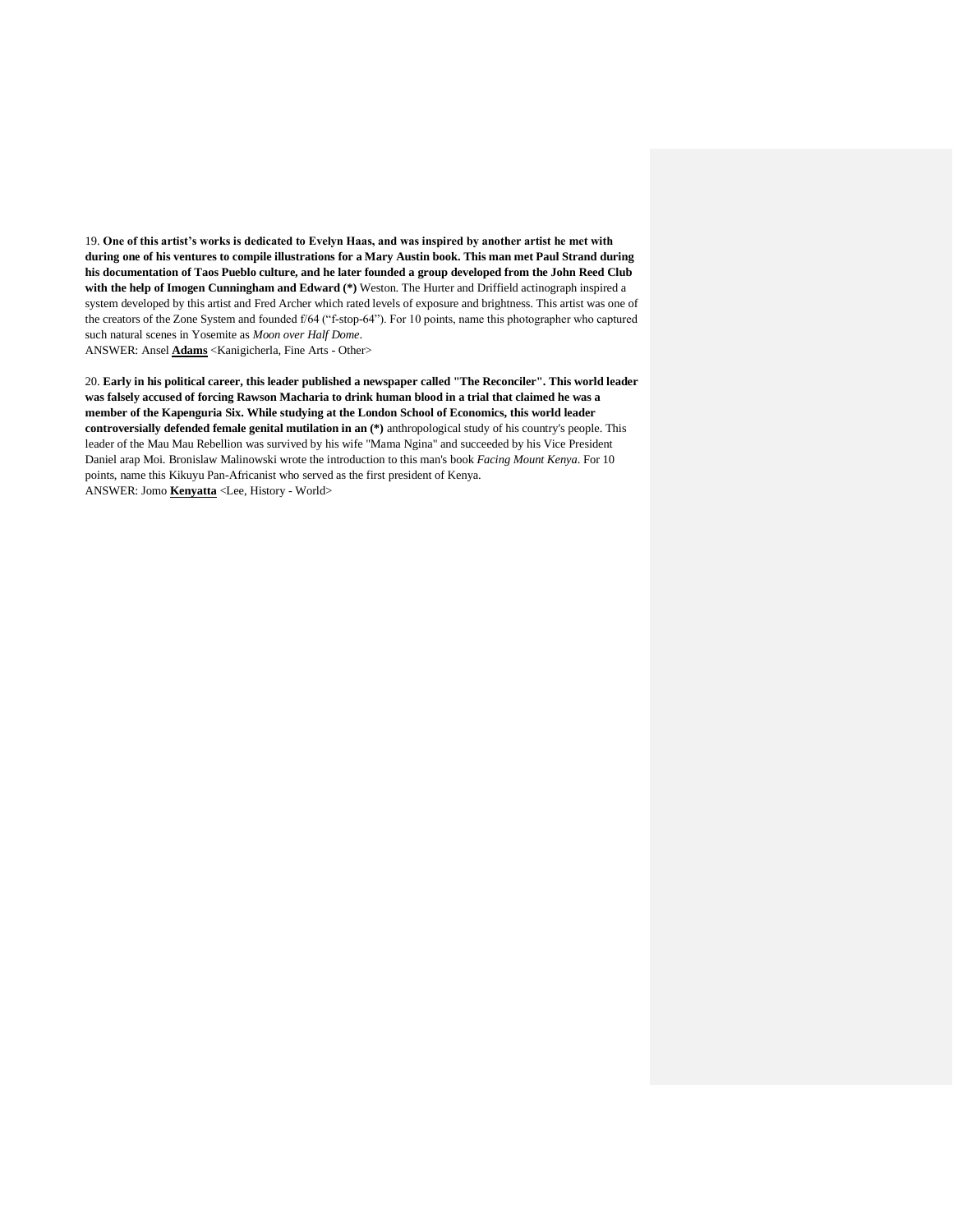19. **One of this artist's works is dedicated to Evelyn Haas, and was inspired by another artist he met with during one of his ventures to compile illustrations for a Mary Austin book. This man met Paul Strand during his documentation of Taos Pueblo culture, and he later founded a group developed from the John Reed Club with the help of Imogen Cunningham and Edward (*)** Weston. The Hurter and Driffield actinograph inspired a system developed by this artist and Fred Archer which rated levels of exposure and brightness. This artist was one of the creators of the Zone System and founded f/64 ("f-stop-64"). For 10 points, name this photographer who captured such natural scenes in Yosemite as *Moon over Half Dome*.
ANSWER: Ansel **<u>Adams</u>** <Kanigicherla, Fine Arts - Other>

20. **Early in his political career, this leader published a newspaper called "The Reconciler". This world leader was falsely accused of forcing Rawson Macharia to drink human blood in a trial that claimed he was a member of the Kapenguria Six. While studying at the London School of Economics, this world leader controversially defended female genital mutilation in an (*)** anthropological study of his country's people. This leader of the Mau Mau Rebellion was survived by his wife "Mama Ngina" and succeeded by his Vice President Daniel arap Moi. Bronislaw Malinowski wrote the introduction to this man's book *Facing Mount Kenya*. For 10 points, name this Kikuyu Pan-Africanist who served as the first president of Kenya.
ANSWER: Jomo **<u>Kenyatta</u>** <Lee, History - World>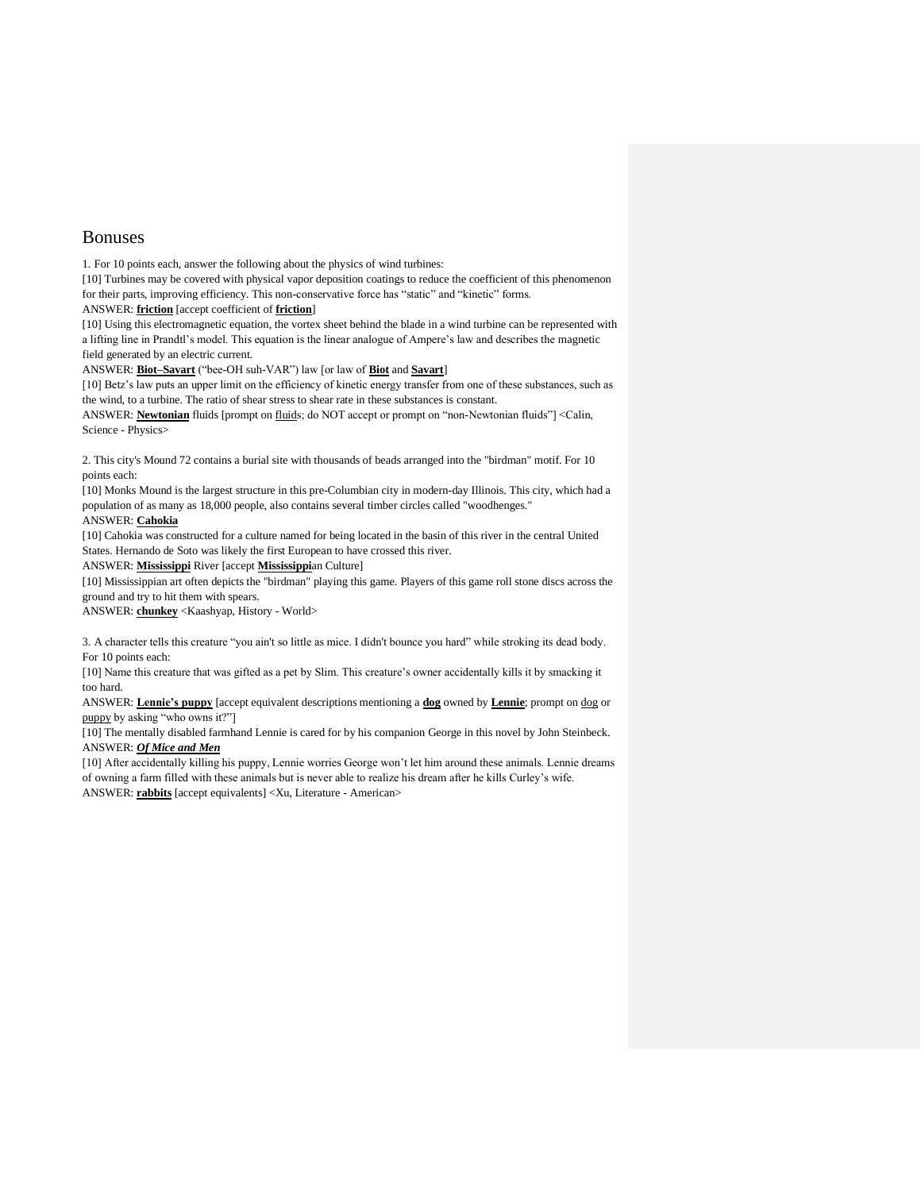# Bonuses

1. For 10 points each, answer the following about the physics of wind turbines:

[10] Turbines may be covered with physical vapor deposition coatings to reduce the coefficient of this phenomenon for their parts, improving efficiency. This non-conservative force has "static" and "kinetic" forms.

ANSWER: **friction** [accept coefficient of **friction**]

[10] Using this electromagnetic equation, the vortex sheet behind the blade in a wind turbine can be represented with a lifting line in Prandtl's model. This equation is the linear analogue of Ampere's law and describes the magnetic field generated by an electric current.

ANSWER: **Biot–Savart** ("bee-OH suh-VAR") law [or law of **Biot** and **Savart**]

[10] Betz's law puts an upper limit on the efficiency of kinetic energy transfer from one of these substances, such as the wind, to a turbine. The ratio of shear stress to shear rate in these substances is constant.

ANSWER: **Newtonian** fluids [prompt on fluids; do NOT accept or prompt on "non-Newtonian fluids"] <Calin, Science - Physics>

2. This city's Mound 72 contains a burial site with thousands of beads arranged into the "birdman" motif. For 10 points each:

[10] Monks Mound is the largest structure in this pre-Columbian city in modern-day Illinois. This city, which had a population of as many as 18,000 people, also contains several timber circles called "woodhenges."

ANSWER: **Cahokia**

[10] Cahokia was constructed for a culture named for being located in the basin of this river in the central United States. Hernando de Soto was likely the first European to have crossed this river.

ANSWER: **Mississippi** River [accept **Mississippi**an Culture]

[10] Mississippian art often depicts the "birdman" playing this game. Players of this game roll stone discs across the ground and try to hit them with spears.

ANSWER: **chunkey** <Kaashyap, History - World>

3. A character tells this creature "you ain't so little as mice. I didn't bounce you hard" while stroking its dead body. For 10 points each:

[10] Name this creature that was gifted as a pet by Slim. This creature's owner accidentally kills it by smacking it too hard.

ANSWER: **Lennie's puppy** [accept equivalent descriptions mentioning a **dog** owned by **Lennie**; prompt on dog or puppy by asking "who owns it?"]

[10] The mentally disabled farmhand Lennie is cared for by his companion George in this novel by John Steinbeck.

ANSWER: ***Of Mice and Men***

[10] After accidentally killing his puppy, Lennie worries George won't let him around these animals. Lennie dreams of owning a farm filled with these animals but is never able to realize his dream after he kills Curley's wife.

ANSWER: **rabbits** [accept equivalents] <Xu, Literature - American>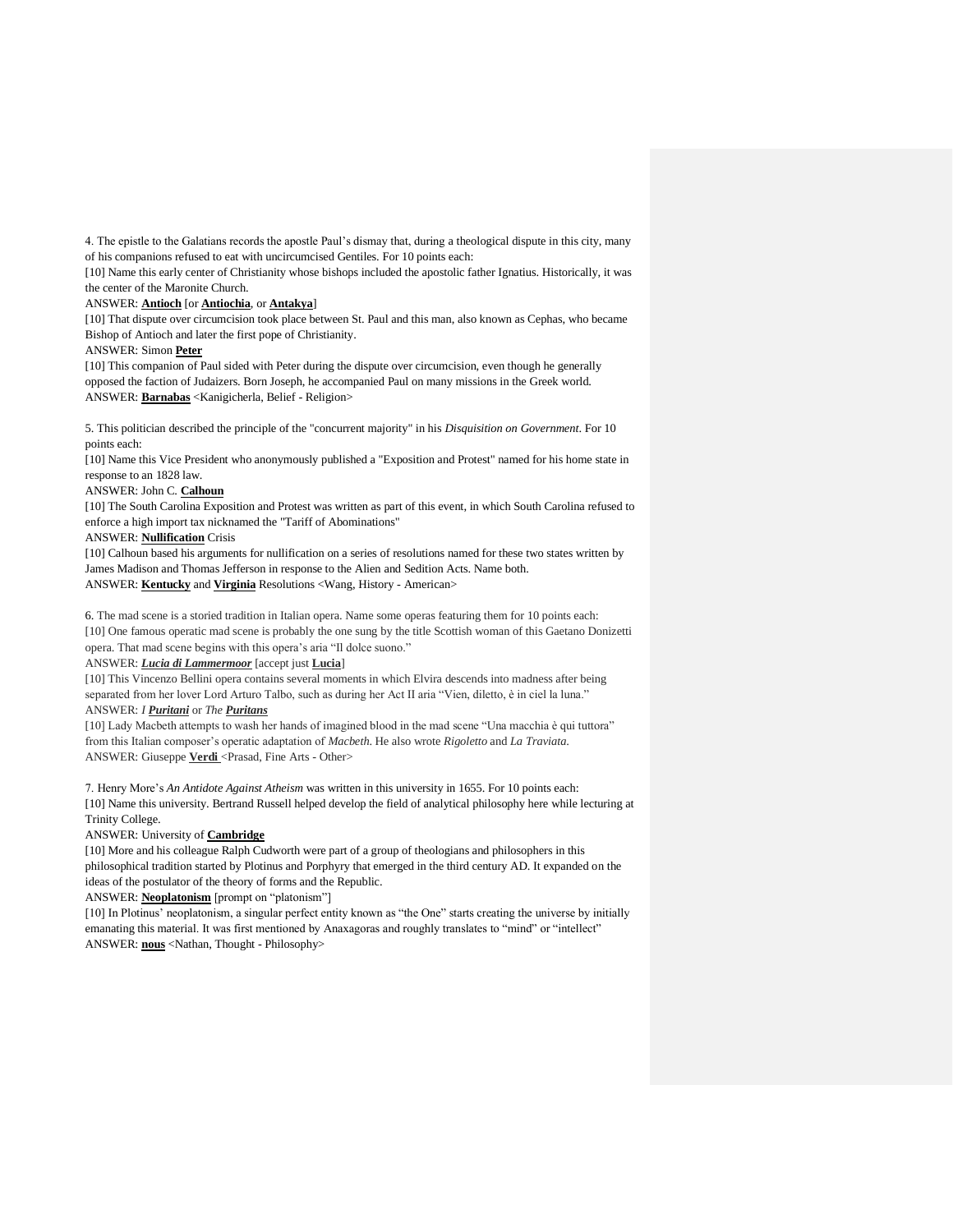4. The epistle to the Galatians records the apostle Paul's dismay that, during a theological dispute in this city, many of his companions refused to eat with uncircumcised Gentiles. For 10 points each:

[10] Name this early center of Christianity whose bishops included the apostolic father Ignatius. Historically, it was the center of the Maronite Church.

ANSWER: **Antioch** [or **Antiochia**, or **Antakya**]

[10] That dispute over circumcision took place between St. Paul and this man, also known as Cephas, who became Bishop of Antioch and later the first pope of Christianity.

ANSWER: Simon **Peter**

[10] This companion of Paul sided with Peter during the dispute over circumcision, even though he generally opposed the faction of Judaizers. Born Joseph, he accompanied Paul on many missions in the Greek world.

ANSWER: **Barnabas** <Kanigicherla, Belief - Religion>

5. This politician described the principle of the "concurrent majority" in his *Disquisition on Government*. For 10 points each:

[10] Name this Vice President who anonymously published a "Exposition and Protest" named for his home state in response to an 1828 law.

ANSWER: John C. **Calhoun**

[10] The South Carolina Exposition and Protest was written as part of this event, in which South Carolina refused to enforce a high import tax nicknamed the "Tariff of Abominations"

ANSWER: **Nullification** Crisis

[10] Calhoun based his arguments for nullification on a series of resolutions named for these two states written by James Madison and Thomas Jefferson in response to the Alien and Sedition Acts. Name both.

ANSWER: **Kentucky** and **Virginia** Resolutions <Wang, History - American>

6. The mad scene is a storied tradition in Italian opera. Name some operas featuring them for 10 points each:

[10] One famous operatic mad scene is probably the one sung by the title Scottish woman of this Gaetano Donizetti opera. That mad scene begins with this opera's aria "Il dolce suono."

ANSWER: ***Lucia di Lammermoor*** [accept just **Lucia**]

[10] This Vincenzo Bellini opera contains several moments in which Elvira descends into madness after being separated from her lover Lord Arturo Talbo, such as during her Act II aria "Vien, diletto, è in ciel la luna."

ANSWER: *I **Puritani*** or *The **Puritans***

[10] Lady Macbeth attempts to wash her hands of imagined blood in the mad scene "Una macchia è qui tuttora" from this Italian composer's operatic adaptation of *Macbeth*. He also wrote *Rigoletto* and *La Traviata*.

ANSWER: Giuseppe **Verdi** <Prasad, Fine Arts - Other>

7. Henry More's *An Antidote Against Atheism* was written in this university in 1655. For 10 points each:

[10] Name this university. Bertrand Russell helped develop the field of analytical philosophy here while lecturing at Trinity College.

ANSWER: University of **Cambridge**

[10] More and his colleague Ralph Cudworth were part of a group of theologians and philosophers in this philosophical tradition started by Plotinus and Porphyry that emerged in the third century AD. It expanded on the ideas of the postulator of the theory of forms and the Republic.

ANSWER: **Neoplatonism** [prompt on "platonism"]

[10] In Plotinus' neoplatonism, a singular perfect entity known as "the One" starts creating the universe by initially emanating this material. It was first mentioned by Anaxagoras and roughly translates to "mind" or "intellect"

ANSWER: **nous** <Nathan, Thought - Philosophy>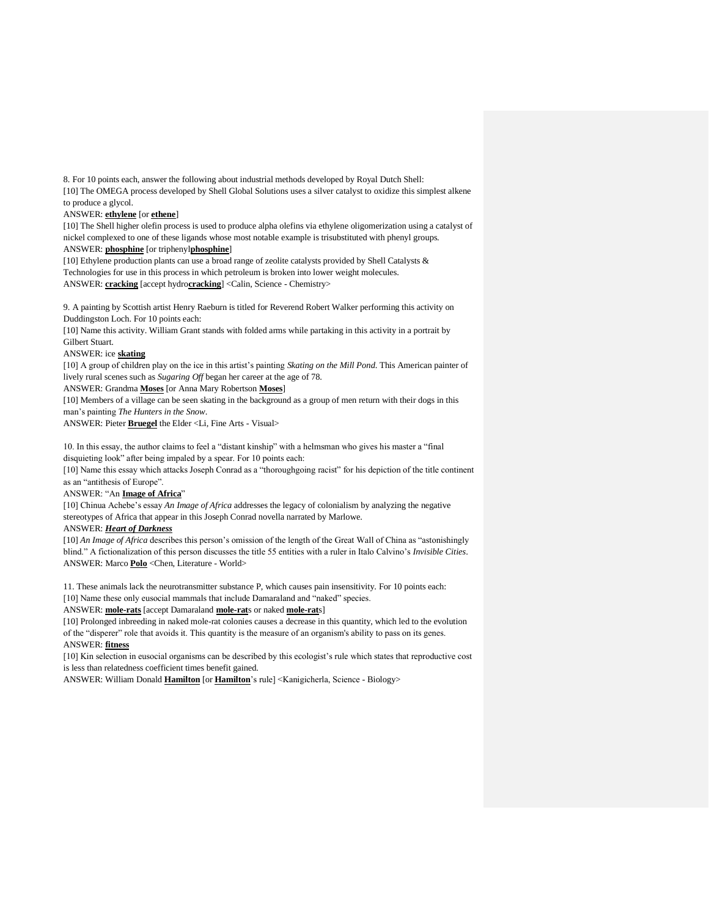8. For 10 points each, answer the following about industrial methods developed by Royal Dutch Shell:

[10] The OMEGA process developed by Shell Global Solutions uses a silver catalyst to oxidize this simplest alkene to produce a glycol.

ANSWER: **ethylene** [or **ethene**]

[10] The Shell higher olefin process is used to produce alpha olefins via ethylene oligomerization using a catalyst of nickel complexed to one of these ligands whose most notable example is trisubstituted with phenyl groups.

ANSWER: **phosphine** [or triphenyl**phosphine**]

[10] Ethylene production plants can use a broad range of zeolite catalysts provided by Shell Catalysts & Technologies for use in this process in which petroleum is broken into lower weight molecules.

ANSWER: **cracking** [accept hydro**cracking**] <Calin, Science - Chemistry>

9. A painting by Scottish artist Henry Raeburn is titled for Reverend Robert Walker performing this activity on Duddingston Loch. For 10 points each:

[10] Name this activity. William Grant stands with folded arms while partaking in this activity in a portrait by Gilbert Stuart.

ANSWER: ice **skating**

[10] A group of children play on the ice in this artist's painting *Skating on the Mill Pond*. This American painter of lively rural scenes such as *Sugaring Off* began her career at the age of 78.

ANSWER: Grandma **Moses** [or Anna Mary Robertson **Moses**]

[10] Members of a village can be seen skating in the background as a group of men return with their dogs in this man's painting *The Hunters in the Snow*.

ANSWER: Pieter **Bruegel** the Elder <Li, Fine Arts - Visual>

10. In this essay, the author claims to feel a "distant kinship" with a helmsman who gives his master a "final disquieting look" after being impaled by a spear. For 10 points each:

[10] Name this essay which attacks Joseph Conrad as a "thoroughgoing racist" for his depiction of the title continent as an "antithesis of Europe".

ANSWER: "An **Image of Africa**"

[10] Chinua Achebe's essay *An Image of Africa* addresses the legacy of colonialism by analyzing the negative stereotypes of Africa that appear in this Joseph Conrad novella narrated by Marlowe.

ANSWER: ***Heart of Darkness***

[10] *An Image of Africa* describes this person's omission of the length of the Great Wall of China as "astonishingly blind." A fictionalization of this person discusses the title 55 entities with a ruler in Italo Calvino's *Invisible Cities*.

ANSWER: Marco **Polo** <Chen, Literature - World>

11. These animals lack the neurotransmitter substance P, which causes pain insensitivity. For 10 points each:

[10] Name these only eusocial mammals that include Damaraland and "naked" species.

ANSWER: **mole-rats** [accept Damaraland **mole-rat**s or naked **mole-rat**s]

[10] Prolonged inbreeding in naked mole-rat colonies causes a decrease in this quantity, which led to the evolution of the "disperer" role that avoids it. This quantity is the measure of an organism's ability to pass on its genes.

ANSWER: **fitness**

[10] Kin selection in eusocial organisms can be described by this ecologist's rule which states that reproductive cost is less than relatedness coefficient times benefit gained.

ANSWER: William Donald **Hamilton** [or **Hamilton**'s rule] <Kanigicherla, Science - Biology>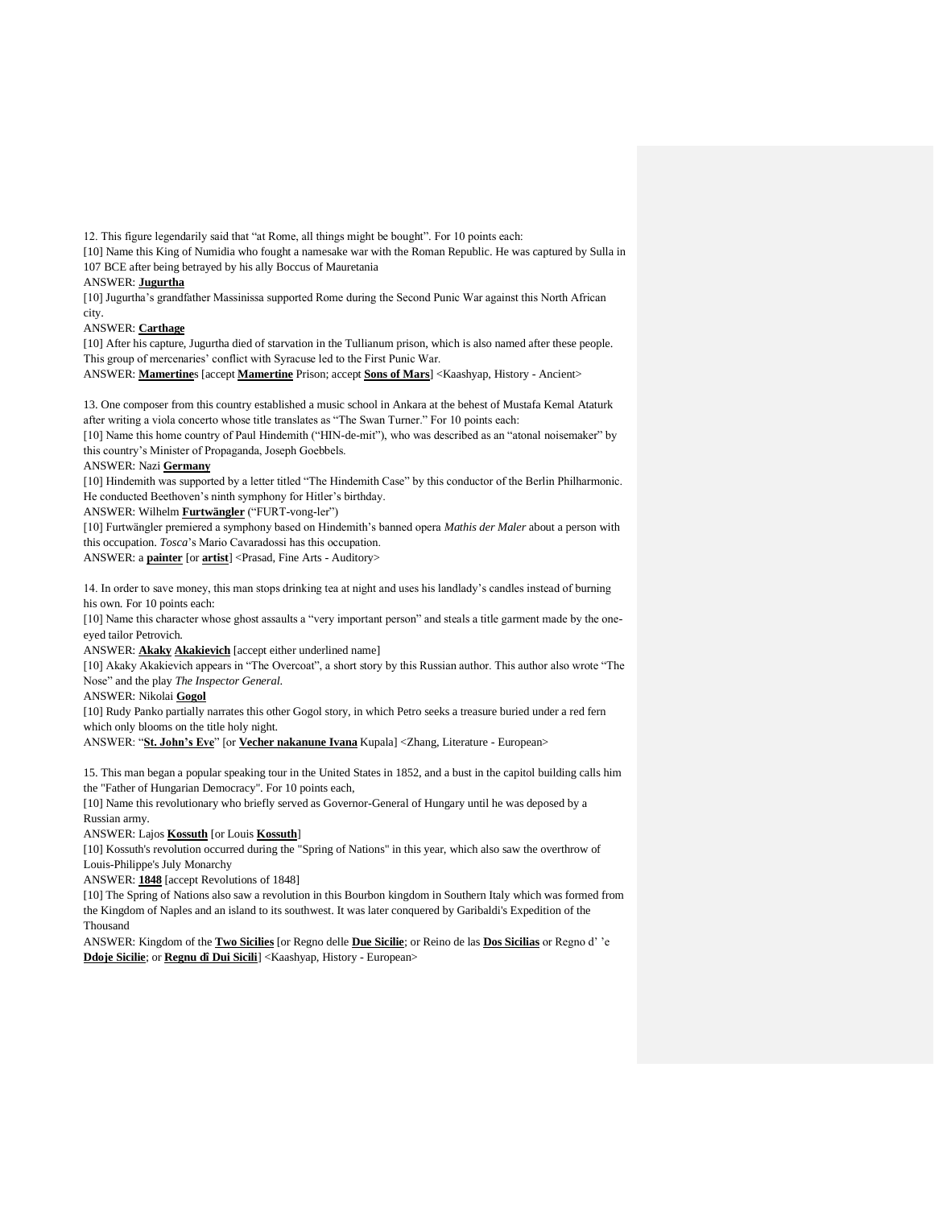12. This figure legendarily said that "at Rome, all things might be bought". For 10 points each:

[10] Name this King of Numidia who fought a namesake war with the Roman Republic. He was captured by Sulla in 107 BCE after being betrayed by his ally Boccus of Mauretania

ANSWER: **Jugurtha**

[10] Jugurtha's grandfather Massinissa supported Rome during the Second Punic War against this North African city.

ANSWER: **Carthage**

[10] After his capture, Jugurtha died of starvation in the Tullianum prison, which is also named after these people. This group of mercenaries' conflict with Syracuse led to the First Punic War.

ANSWER: **Mamertine**s [accept **Mamertine** Prison; accept **Sons of Mars**] <Kaashyap, History - Ancient>

13. One composer from this country established a music school in Ankara at the behest of Mustafa Kemal Ataturk after writing a viola concerto whose title translates as "The Swan Turner." For 10 points each:

[10] Name this home country of Paul Hindemith ("HIN-de-mit"), who was described as an "atonal noisemaker" by this country's Minister of Propaganda, Joseph Goebbels.

ANSWER: Nazi **Germany**

[10] Hindemith was supported by a letter titled "The Hindemith Case" by this conductor of the Berlin Philharmonic. He conducted Beethoven's ninth symphony for Hitler's birthday.

ANSWER: Wilhelm **Furtwängler** ("FURT-vong-ler")

[10] Furtwängler premiered a symphony based on Hindemith's banned opera *Mathis der Maler* about a person with this occupation. *Tosca*'s Mario Cavaradossi has this occupation.

ANSWER: a **painter** [or **artist**] <Prasad, Fine Arts - Auditory>

14. In order to save money, this man stops drinking tea at night and uses his landlady's candles instead of burning his own. For 10 points each:

[10] Name this character whose ghost assaults a "very important person" and steals a title garment made by the one-eyed tailor Petrovich.

ANSWER: **Akaky** **Akakievich** [accept either underlined name]

[10] Akaky Akakievich appears in "The Overcoat", a short story by this Russian author. This author also wrote "The Nose" and the play *The Inspector General.*

ANSWER: Nikolai **Gogol**

[10] Rudy Panko partially narrates this other Gogol story, in which Petro seeks a treasure buried under a red fern which only blooms on the title holy night.

ANSWER: "**St. John's Eve**" [or **Vecher nakanune Ivana** Kupala] <Zhang, Literature - European>

15. This man began a popular speaking tour in the United States in 1852, and a bust in the capitol building calls him the "Father of Hungarian Democracy". For 10 points each,

[10] Name this revolutionary who briefly served as Governor-General of Hungary until he was deposed by a Russian army.

ANSWER: Lajos **Kossuth** [or Louis **Kossuth**]

[10] Kossuth's revolution occurred during the "Spring of Nations" in this year, which also saw the overthrow of Louis-Philippe's July Monarchy

ANSWER: **1848** [accept Revolutions of 1848]

[10] The Spring of Nations also saw a revolution in this Bourbon kingdom in Southern Italy which was formed from the Kingdom of Naples and an island to its southwest. It was later conquered by Garibaldi's Expedition of the Thousand

ANSWER: Kingdom of the **Two Sicilies** [or Regno delle **Due Sicilie**; or Reino de las **Dos Sicilias** or Regno d' 'e **Ddoje Sicilie**; or **Regnu dî Dui Sicili**] <Kaashyap, History - European>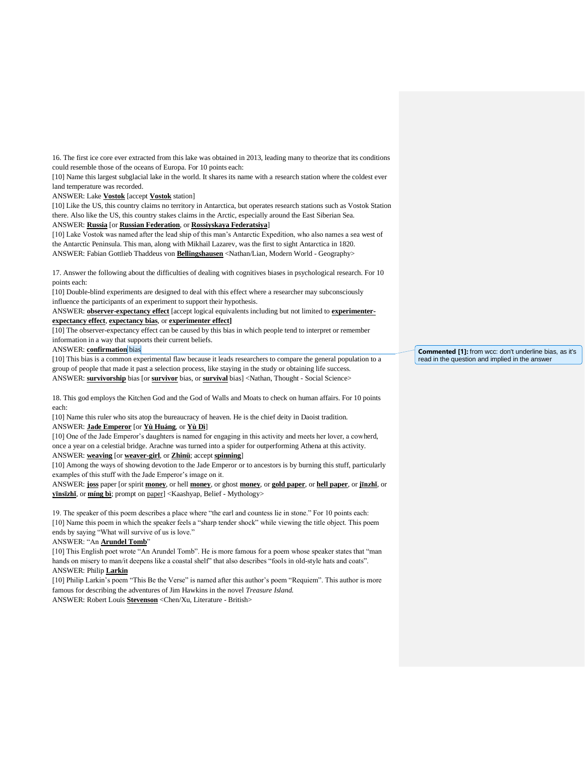16. The first ice core ever extracted from this lake was obtained in 2013, leading many to theorize that its conditions could resemble those of the oceans of Europa. For 10 points each:

[10] Name this largest subglacial lake in the world. It shares its name with a research station where the coldest ever land temperature was recorded.

ANSWER: Lake **Vostok** [accept **Vostok** station]

[10] Like the US, this country claims no territory in Antarctica, but operates research stations such as Vostok Station there. Also like the US, this country stakes claims in the Arctic, especially around the East Siberian Sea.

ANSWER: **Russia** [or **Russian Federation**, or **Rossiyskaya Federatsiya**]

[10] Lake Vostok was named after the lead ship of this man's Antarctic Expedition, who also names a sea west of the Antarctic Peninsula. This man, along with Mikhail Lazarev, was the first to sight Antarctica in 1820.

ANSWER: Fabian Gottlieb Thaddeus von **Bellingshausen** <Nathan/Lian, Modern World - Geography>

17. Answer the following about the difficulties of dealing with cognitives biases in psychological research. For 10 points each:

[10] Double-blind experiments are designed to deal with this effect where a researcher may subconsciously influence the participants of an experiment to support their hypothesis.

ANSWER: **observer-expectancy effect** [accept logical equivalents including but not limited to **experimenter-expectancy effect**, **expectancy bias**, or **experimenter effect**]

[10] The observer-expectancy effect can be caused by this bias in which people tend to interpret or remember information in a way that supports their current beliefs.

ANSWER: **confirmation** bias

Commented [1]: from wcc: don't underline bias, as it's read in the question and implied in the answer

[10] This bias is a common experimental flaw because it leads researchers to compare the general population to a group of people that made it past a selection process, like staying in the study or obtaining life success.

ANSWER: **survivorship** bias [or **survivor** bias, or **survival** bias] <Nathan, Thought - Social Science>

18. This god employs the Kitchen God and the God of Walls and Moats to check on human affairs. For 10 points each:

[10] Name this ruler who sits atop the bureaucracy of heaven. He is the chief deity in Daoist tradition.

ANSWER: **Jade Emperor** [or **Yù Huáng**, or **Yù Dì**]

[10] One of the Jade Emperor's daughters is named for engaging in this activity and meets her lover, a cowherd, once a year on a celestial bridge. Arachne was turned into a spider for outperforming Athena at this activity.

ANSWER: **weaving** [or **weaver-girl**, or **Zhinü**; accept **spinning**]

[10] Among the ways of showing devotion to the Jade Emperor or to ancestors is by burning this stuff, particularly examples of this stuff with the Jade Emperor's image on it.

ANSWER: **joss** paper [or spirit **money**, or hell **money**, or ghost **money**, or **gold paper**, or **hell paper**, or **jīnzhǐ**, or **yīnsīzhǐ**, or **míng bì**; prompt on paper] <Kaashyap, Belief - Mythology>

19. The speaker of this poem describes a place where "the earl and countess lie in stone." For 10 points each:

[10] Name this poem in which the speaker feels a "sharp tender shock" while viewing the title object. This poem ends by saying "What will survive of us is love."

ANSWER: "An **Arundel Tomb**"

[10] This English poet wrote "An Arundel Tomb". He is more famous for a poem whose speaker states that "man hands on misery to man/it deepens like a coastal shelf" that also describes "fools in old-style hats and coats".

ANSWER: Philip **Larkin**

[10] Philip Larkin's poem "This Be the Verse" is named after this author's poem "Requiem". This author is more famous for describing the adventures of Jim Hawkins in the novel *Treasure Island.*

ANSWER: Robert Louis **Stevenson** <Chen/Xu, Literature - British>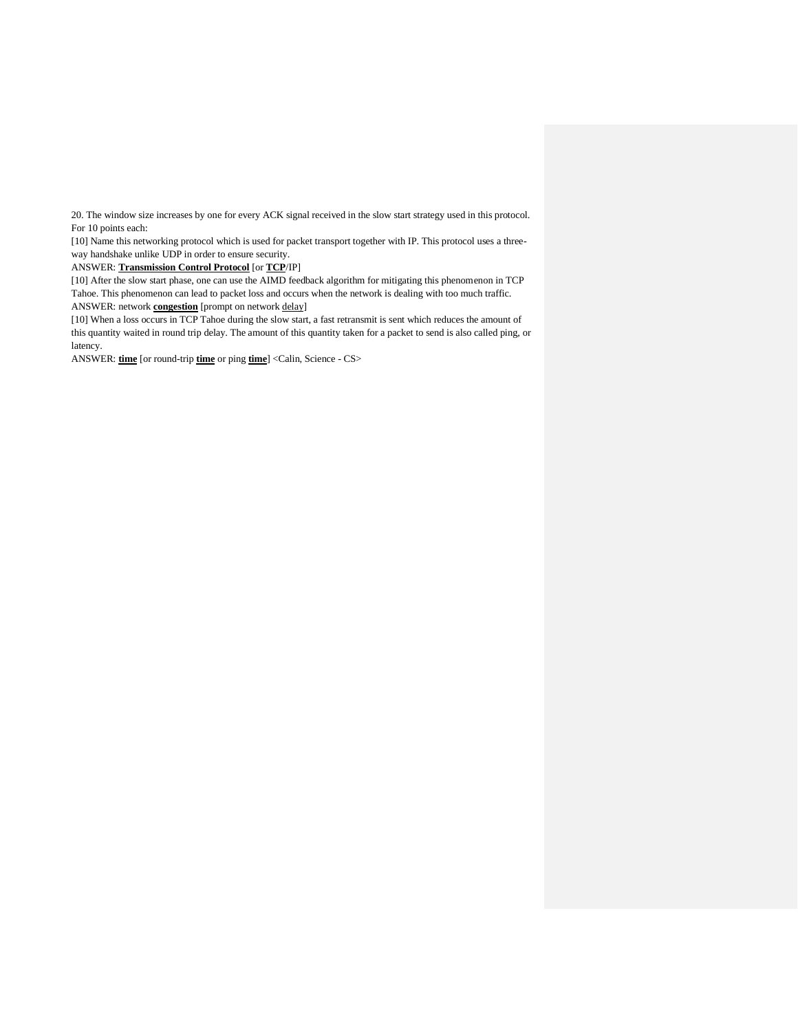20. The window size increases by one for every ACK signal received in the slow start strategy used in this protocol. For 10 points each:

[10] Name this networking protocol which is used for packet transport together with IP. This protocol uses a three-way handshake unlike UDP in order to ensure security.

ANSWER: **<u>Transmission Control Protocol</u>** [or **<u>TCP</u>**/IP]

[10] After the slow start phase, one can use the AIMD feedback algorithm for mitigating this phenomenon in TCP Tahoe. This phenomenon can lead to packet loss and occurs when the network is dealing with too much traffic.

ANSWER: network **<u>congestion</u>** [prompt on network <u>delay</u>]

[10] When a loss occurs in TCP Tahoe during the slow start, a fast retransmit is sent which reduces the amount of this quantity waited in round trip delay. The amount of this quantity taken for a packet to send is also called ping, or latency.

ANSWER: **<u>time</u>** [or round-trip **<u>time</u>** or ping **<u>time</u>**] <Calin, Science - CS>